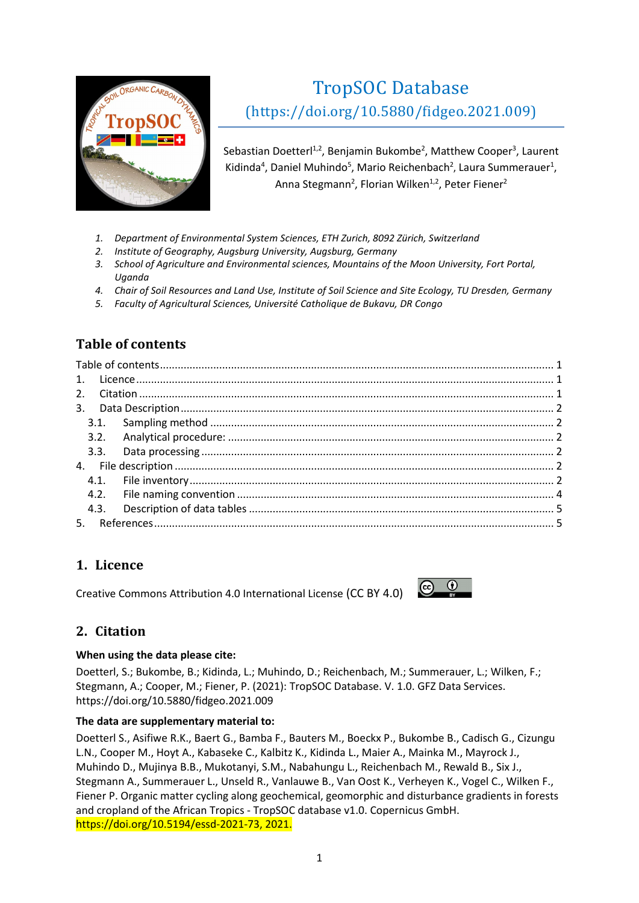# TropSOC Database

(https://doi.org/10.5880/fidgeo.2021.009)

Sebastian Doetterl[1,2], Benjamin Bukombe[2], Matthew Cooper[3], Laurent Kidinda[4], Daniel Muhindo[5], Mario Reichenbach[2], Laura Summerauer[1], Anna Stegmann[2], Florian Wilken[1,2], Peter Fiener[2]

1. *Department of Environmental System Sciences, ETH Zurich, 8092 Zürich, Switzerland*
2. *Institute of Geography, Augsburg University, Augsburg, Germany*
3. *School of Agriculture and Environmental sciences, Mountains of the Moon University, Fort Portal, Uganda*
4. *Chair of Soil Resources and Land Use, Institute of Soil Science and Site Ecology, TU Dresden, Germany*
5. *Faculty of Agricultural Sciences, Université Catholique de Bukavu, DR Congo*

## Table of contents

Table of contents ........ 1
1. Licence ........ 1
2. Citation ........ 1
3. Data Description ........ 2
   3.1. Sampling method ........ 2
   3.2. Analytical procedure: ........ 2
   3.3. Data processing ........ 2
4. File description ........ 2
   4.1. File inventory ........ 2
   4.2. File naming convention ........ 4
   4.3. Description of data tables ........ 5
5. References ........ 5

## 1. Licence

Creative Commons Attribution 4.0 International License (CC BY 4.0)

## 2. Citation

**When using the data please cite:**

Doetterl, S.; Bukombe, B.; Kidinda, L.; Muhindo, D.; Reichenbach, M.; Summerauer, L.; Wilken, F.; Stegmann, A.; Cooper, M.; Fiener, P. (2021): TropSOC Database. V. 1.0. GFZ Data Services. https://doi.org/10.5880/fidgeo.2021.009

**The data are supplementary material to:**

Doetterl S., Asifiwe R.K., Baert G., Bamba F., Bauters M., Boeckx P., Bukombe B., Cadisch G., Cizungu L.N., Cooper M., Hoyt A., Kabaseke C., Kalbitz K., Kidinda L., Maier A., Mainka M., Mayrock J., Muhindo D., Mujinya B.B., Mukotanyi, S.M., Nabahungu L., Reichenbach M., Rewald B., Six J., Stegmann A., Summerauer L., Unseld R., Vanlauwe B., Van Oost K., Verheyen K., Vogel C., Wilken F., Fiener P. Organic matter cycling along geochemical, geomorphic and disturbance gradients in forests and cropland of the African Tropics - TropSOC database v1.0. Copernicus GmbH. https://doi.org/10.5194/essd-2021-73, 2021.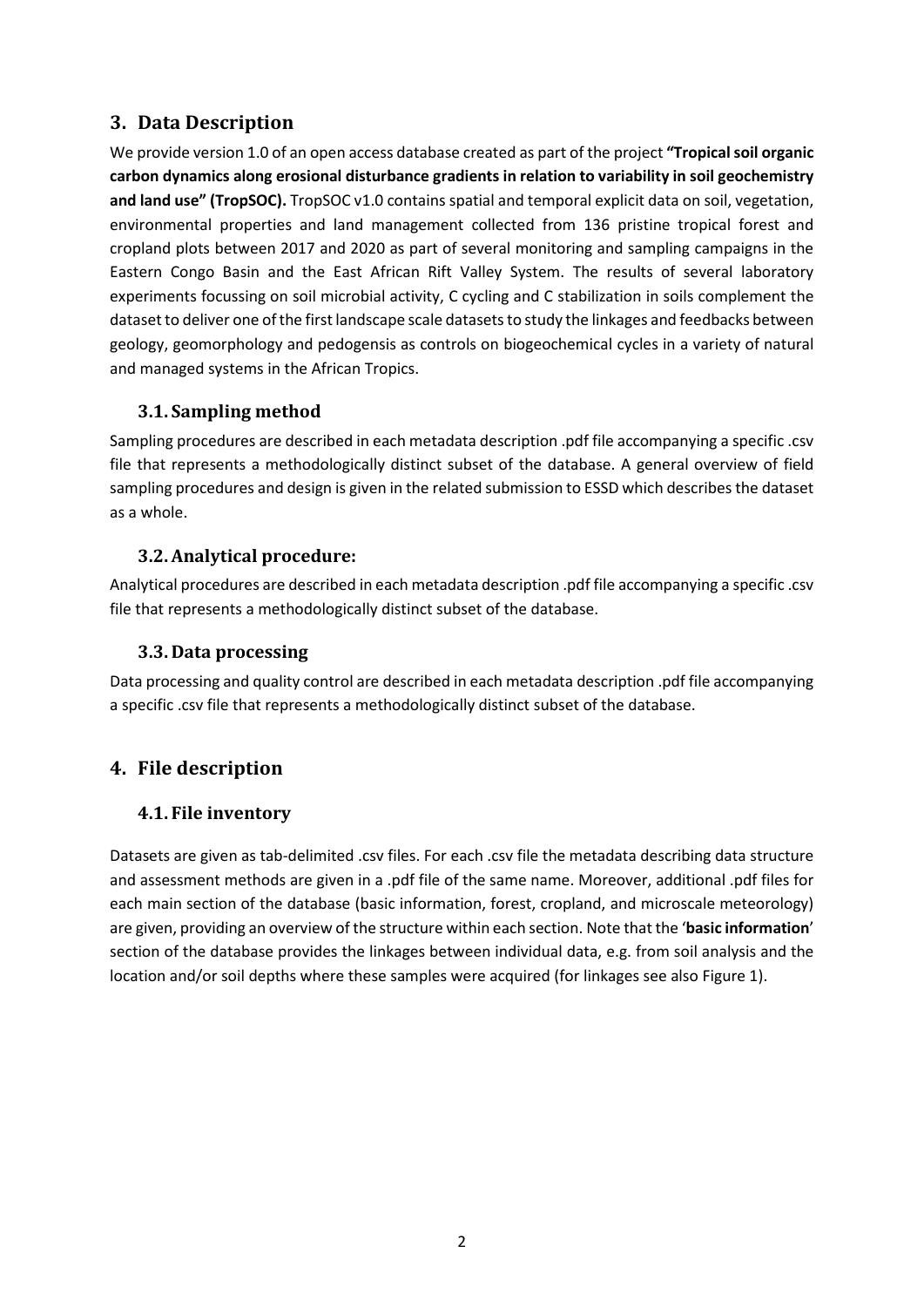## 3. Data Description

We provide version 1.0 of an open access database created as part of the project **"Tropical soil organic carbon dynamics along erosional disturbance gradients in relation to variability in soil geochemistry and land use" (TropSOC).** TropSOC v1.0 contains spatial and temporal explicit data on soil, vegetation, environmental properties and land management collected from 136 pristine tropical forest and cropland plots between 2017 and 2020 as part of several monitoring and sampling campaigns in the Eastern Congo Basin and the East African Rift Valley System. The results of several laboratory experiments focussing on soil microbial activity, C cycling and C stabilization in soils complement the dataset to deliver one of the first landscape scale datasets to study the linkages and feedbacks between geology, geomorphology and pedogensis as controls on biogeochemical cycles in a variety of natural and managed systems in the African Tropics.

### 3.1. Sampling method

Sampling procedures are described in each metadata description .pdf file accompanying a specific .csv file that represents a methodologically distinct subset of the database. A general overview of field sampling procedures and design is given in the related submission to ESSD which describes the dataset as a whole.

### 3.2. Analytical procedure:

Analytical procedures are described in each metadata description .pdf file accompanying a specific .csv file that represents a methodologically distinct subset of the database.

### 3.3. Data processing

Data processing and quality control are described in each metadata description .pdf file accompanying a specific .csv file that represents a methodologically distinct subset of the database.

## 4. File description

### 4.1. File inventory

Datasets are given as tab-delimited .csv files. For each .csv file the metadata describing data structure and assessment methods are given in a .pdf file of the same name. Moreover, additional .pdf files for each main section of the database (basic information, forest, cropland, and microscale meteorology) are given, providing an overview of the structure within each section. Note that the '**basic information**' section of the database provides the linkages between individual data, e.g. from soil analysis and the location and/or soil depths where these samples were acquired (for linkages see also Figure 1).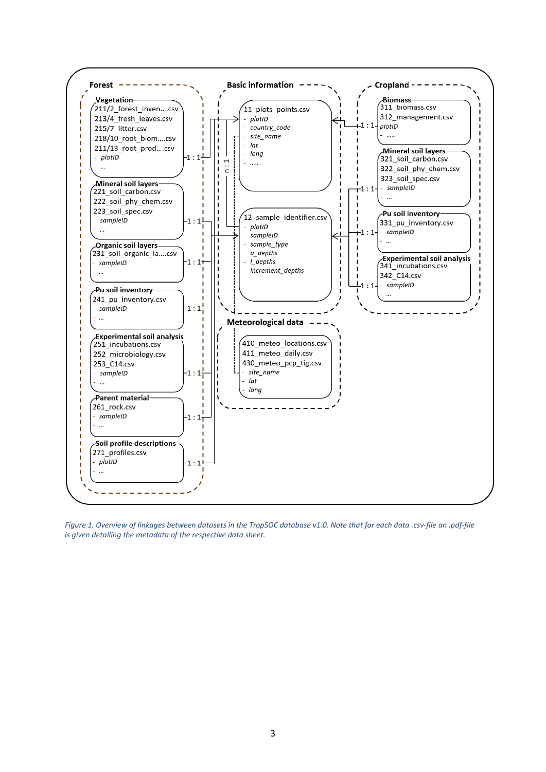**Forest**

**Vegetation**
- 211/2_forest_inven….csv
- 213/4_fresh_leaves.csv
- 215/7_litter.csv
- 218/10_root_biom….csv
- 211/13_root_prod….csv
- *plotID*
- …

1 : 1

**Mineral soil layers**
- 221_soil_carbon.csv
- 222_soil_phy_chem.csv
- 223_soil_spec.csv
- *sampleID*
- …

1 : 1

**Organic soil layers**
- 231_soil_organic_la….csv
- *sampleID*
- …

1 : 1

**Pu soil inventory**
- 241_pu_inventory.csv
- *sampleID*
- …

1 : 1

**Experimental soil analysis**
- 251_incubations.csv
- 252_microbiology.csv
- 253_C14.csv
- *sampleID*
- …

1 : 1

**Parent material**
- 261_rock.csv
- *sampleID*
- …

1 : 1

**Soil profile descriptions**
- 271_profiles.csv
- *plotID*
- …

1 : 1

**Basic information**

11_plots_points.csv
- *plotID*
- *country_code*
- *site_name*
- *lat*
- *long*
- …..

n : 1

12_sample_identifier.csv
- *plotID*
- *sampleID*
- *sample_type*
- *u_depths*
- *l_depths*
- *increment_depths*

**Meteorological data**

- 410_meteo_locations.csv
- 411_meteo_daily.csv
- 430_meteo_pcp_tig.csv
- *site_name*
- *lat*
- *long*

**Cropland**

**Biomass**
- 311_biomass.csv
- 312_management.csv
- *plotID*
- …..

1 : 1

**Mineral soil layers**
- 321_soil_carbon.csv
- 322_soil_phy_chem.csv
- 323_soil_spec.csv
- *sampleID*
- …

1 : 1

**Pu soil inventory**
- 331_pu_inventory.csv
- *sampleID*
- …

1 : 1

**Experimental soil analysis**
- 341_incubations.csv
- 342_C14.csv
- *sampleID*
- …

1 : 1

*Figure 1. Overview of linkages between datasets in the TropSOC database v1.0. Note that for each data .csv-file an .pdf-file is given detailing the metadata of the respective data sheet.*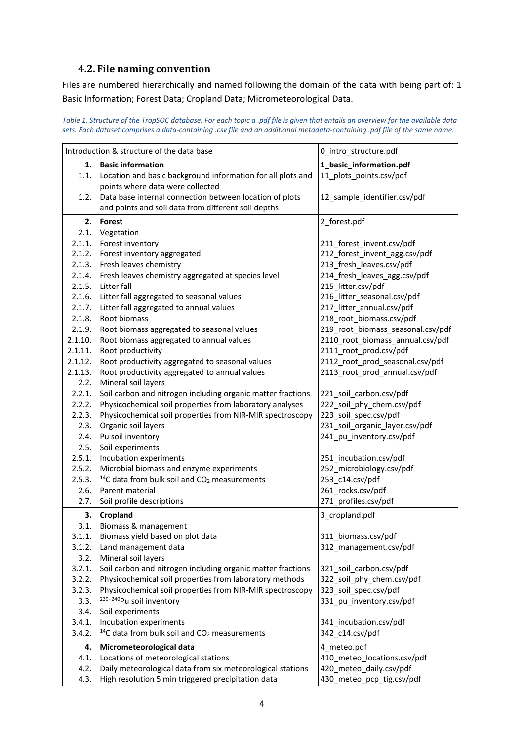## 4.2. File naming convention

Files are numbered hierarchically and named following the domain of the data with being part of: 1 Basic Information; Forest Data; Cropland Data; Micrometeorological Data.

*Table 1. Structure of the TropSOC database. For each topic a .pdf file is given that entails an overview for the available data sets. Each dataset comprises a data-containing .csv file and an additional metadata-containing .pdf file of the same name.*

| | Introduction & structure of the data base | 0_intro_structure.pdf |
|---|---|---|
| **1.** | **Basic information** | **1_basic_information.pdf** |
| 1.1. | Location and basic background information for all plots and points where data were collected | 11_plots_points.csv/pdf |
| 1.2. | Data base internal connection between location of plots and points and soil data from different soil depths | 12_sample_identifier.csv/pdf |
| **2.** | **Forest** | 2_forest.pdf |
| 2.1. | Vegetation | |
| 2.1.1. | Forest inventory | 211_forest_invent.csv/pdf |
| 2.1.2. | Forest inventory aggregated | 212_forest_invent_agg.csv/pdf |
| 2.1.3. | Fresh leaves chemistry | 213_fresh_leaves.csv/pdf |
| 2.1.4. | Fresh leaves chemistry aggregated at species level | 214_fresh_leaves_agg.csv/pdf |
| 2.1.5. | Litter fall | 215_litter.csv/pdf |
| 2.1.6. | Litter fall aggregated to seasonal values | 216_litter_seasonal.csv/pdf |
| 2.1.7. | Litter fall aggregated to annual values | 217_litter_annual.csv/pdf |
| 2.1.8. | Root biomass | 218_root_biomass.csv/pdf |
| 2.1.9. | Root biomass aggregated to seasonal values | 219_root_biomass_seasonal.csv/pdf |
| 2.1.10. | Root biomass aggregated to annual values | 2110_root_biomass_annual.csv/pdf |
| 2.1.11. | Root productivity | 2111_root_prod.csv/pdf |
| 2.1.12. | Root productivity aggregated to seasonal values | 2112_root_prod_seasonal.csv/pdf |
| 2.1.13. | Root productivity aggregated to annual values | 2113_root_prod_annual.csv/pdf |
| 2.2. | Mineral soil layers | |
| 2.2.1. | Soil carbon and nitrogen including organic matter fractions | 221_soil_carbon.csv/pdf |
| 2.2.2. | Physicochemical soil properties from laboratory analyses | 222_soil_phy_chem.csv/pdf |
| 2.2.3. | Physicochemical soil properties from NIR-MIR spectroscopy | 223_soil_spec.csv/pdf |
| 2.3. | Organic soil layers | 231_soil_organic_layer.csv/pdf |
| 2.4. | Pu soil inventory | 241_pu_inventory.csv/pdf |
| 2.5. | Soil experiments | |
| 2.5.1. | Incubation experiments | 251_incubation.csv/pdf |
| 2.5.2. | Microbial biomass and enzyme experiments | 252_microbiology.csv/pdf |
| 2.5.3. | $^{14}C$ data from bulk soil and $CO_2$ measurements | 253_c14.csv/pdf |
| 2.6. | Parent material | 261_rocks.csv/pdf |
| 2.7. | Soil profile descriptions | 271_profiles.csv/pdf |
| **3.** | **Cropland** | 3_cropland.pdf |
| 3.1. | Biomass & management | |
| 3.1.1. | Biomass yield based on plot data | 311_biomass.csv/pdf |
| 3.1.2. | Land management data | 312_management.csv/pdf |
| 3.2. | Mineral soil layers | |
| 3.2.1. | Soil carbon and nitrogen including organic matter fractions | 321_soil_carbon.csv/pdf |
| 3.2.2. | Physicochemical soil properties from laboratory methods | 322_soil_phy_chem.csv/pdf |
| 3.2.3. | Physicochemical soil properties from NIR-MIR spectroscopy | 323_soil_spec.csv/pdf |
| 3.3. | $^{239+240}Pu$ soil inventory | 331_pu_inventory.csv/pdf |
| 3.4. | Soil experiments | |
| 3.4.1. | Incubation experiments | 341_incubation.csv/pdf |
| 3.4.2. | $^{14}C$ data from bulk soil and $CO_2$ measurements | 342_c14.csv/pdf |
| **4.** | **Micrometeorological data** | 4_meteo.pdf |
| 4.1. | Locations of meteorological stations | 410_meteo_locations.csv/pdf |
| 4.2. | Daily meteorological data from six meteorological stations | 420_meteo_daily.csv/pdf |
| 4.3. | High resolution 5 min triggered precipitation data | 430_meteo_pcp_tig.csv/pdf |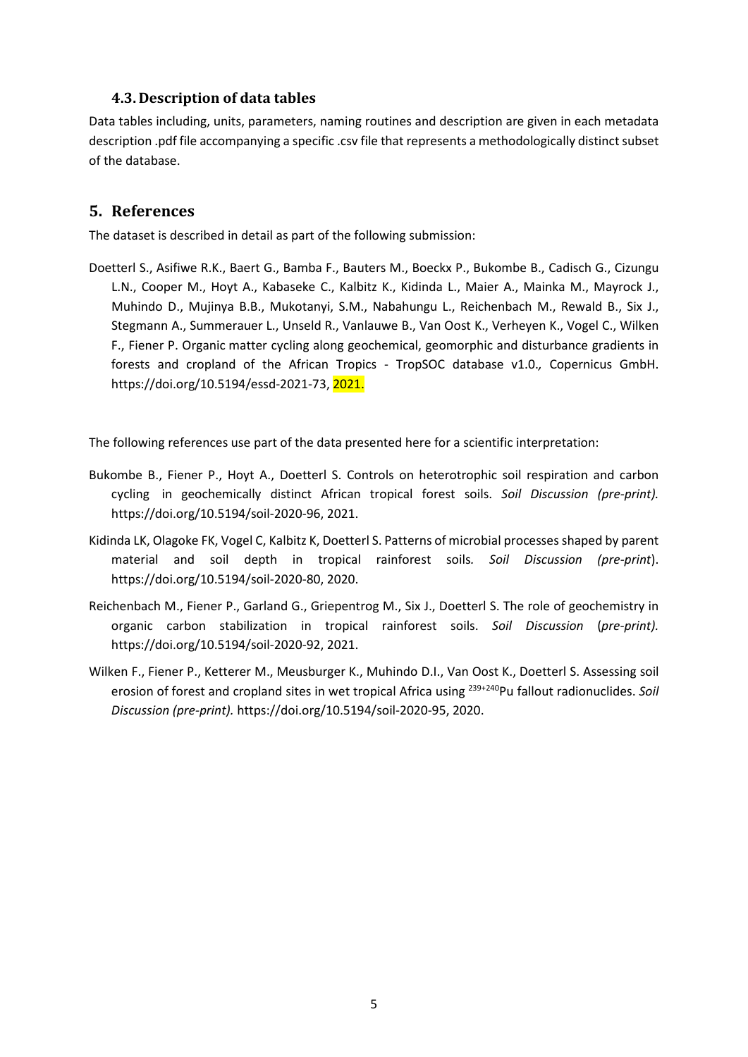### 4.3. Description of data tables

Data tables including, units, parameters, naming routines and description are given in each metadata description .pdf file accompanying a specific .csv file that represents a methodologically distinct subset of the database.

## 5. References

The dataset is described in detail as part of the following submission:

Doetterl S., Asifiwe R.K., Baert G., Bamba F., Bauters M., Boeckx P., Bukombe B., Cadisch G., Cizungu L.N., Cooper M., Hoyt A., Kabaseke C., Kalbitz K., Kidinda L., Maier A., Mainka M., Mayrock J., Muhindo D., Mujinya B.B., Mukotanyi, S.M., Nabahungu L., Reichenbach M., Rewald B., Six J., Stegmann A., Summerauer L., Unseld R., Vanlauwe B., Van Oost K., Verheyen K., Vogel C., Wilken F., Fiener P. Organic matter cycling along geochemical, geomorphic and disturbance gradients in forests and cropland of the African Tropics - TropSOC database v1.0*.*, Copernicus GmbH. https://doi.org/10.5194/essd-2021-73, 2021.

The following references use part of the data presented here for a scientific interpretation:

Bukombe B., Fiener P., Hoyt A., Doetterl S. Controls on heterotrophic soil respiration and carbon cycling in geochemically distinct African tropical forest soils. *Soil Discussion (pre-print).* https://doi.org/10.5194/soil-2020-96, 2021.

Kidinda LK, Olagoke FK, Vogel C, Kalbitz K, Doetterl S. Patterns of microbial processes shaped by parent material and soil depth in tropical rainforest soils*. Soil Discussion (pre-print*). https://doi.org/10.5194/soil-2020-80, 2020.

Reichenbach M., Fiener P., Garland G., Griepentrog M., Six J., Doetterl S. The role of geochemistry in organic carbon stabilization in tropical rainforest soils. *Soil Discussion* (*pre-print).* https://doi.org/10.5194/soil-2020-92, 2021.

Wilken F., Fiener P., Ketterer M., Meusburger K., Muhindo D.I., Van Oost K., Doetterl S. Assessing soil erosion of forest and cropland sites in wet tropical Africa using $^{239+240}$Pu fallout radionuclides. *Soil Discussion (pre-print).* https://doi.org/10.5194/soil-2020-95, 2020.